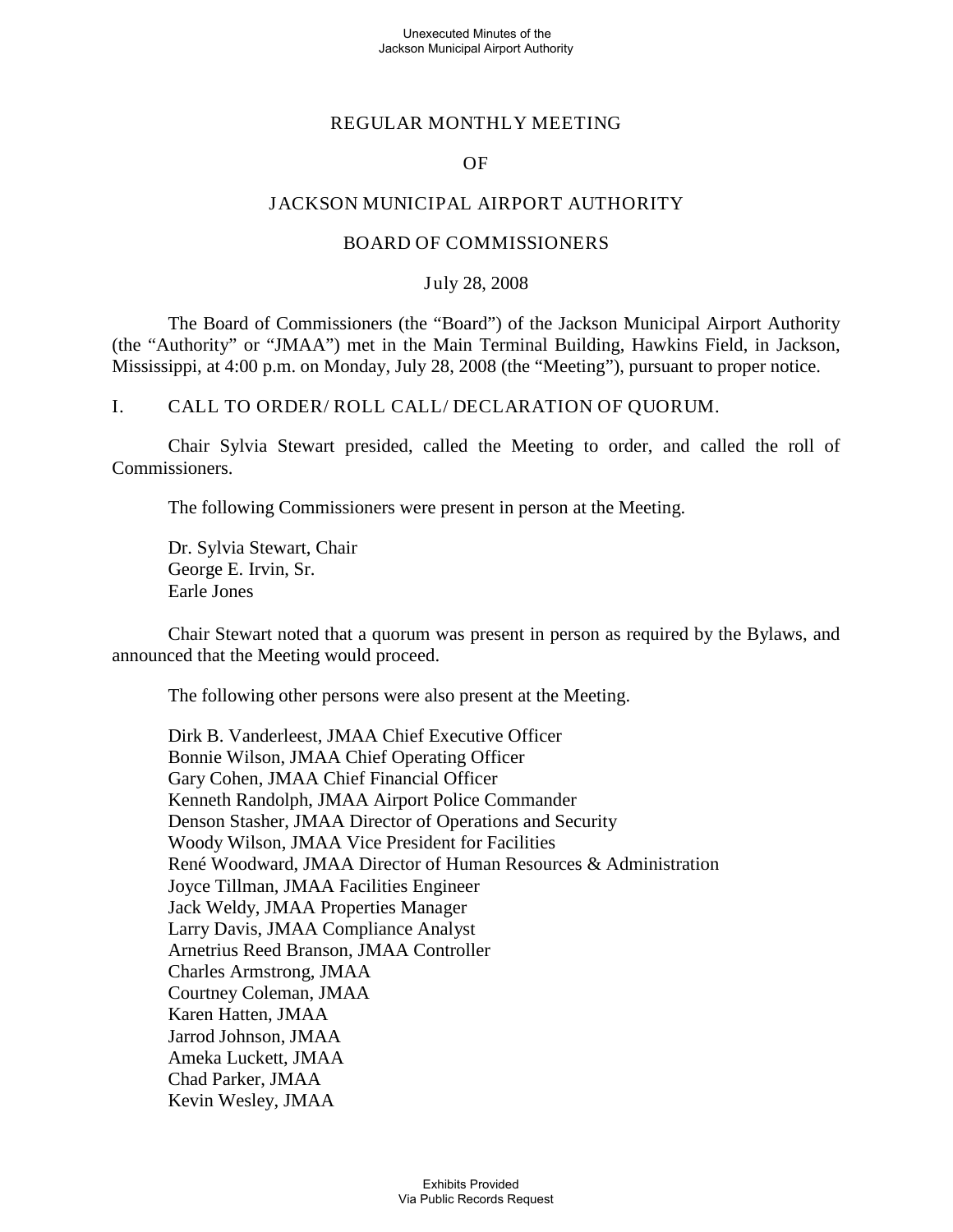# REGULAR MONTHLY MEETING

# OF

# JACKSON MUNICIPAL AIRPORT AUTHORITY

# BOARD OF COMMISSIONERS

July 28, 2008

The Board of Commissioners (the "Board") of the Jackson Municipal Airport Authority (the "Authority" or "JMAA") met in the Main Terminal Building, Hawkins Field, in Jackson, Mississippi, at 4:00 p.m. on Monday, July 28, 2008 (the "Meeting"), pursuant to proper notice.

## I. CALL TO ORDER/ ROLL CALL/ DECLARATION OF QUORUM.

Chair Sylvia Stewart presided, called the Meeting to order, and called the roll of Commissioners.

The following Commissioners were present in person at the Meeting.

Dr. Sylvia Stewart, Chair
George E. Irvin, Sr.
Earle Jones

Chair Stewart noted that a quorum was present in person as required by the Bylaws, and announced that the Meeting would proceed.

The following other persons were also present at the Meeting.

Dirk B. Vanderleest, JMAA Chief Executive Officer
Bonnie Wilson, JMAA Chief Operating Officer
Gary Cohen, JMAA Chief Financial Officer
Kenneth Randolph, JMAA Airport Police Commander
Denson Stasher, JMAA Director of Operations and Security
Woody Wilson, JMAA Vice President for Facilities
René Woodward, JMAA Director of Human Resources & Administration
Joyce Tillman, JMAA Facilities Engineer
Jack Weldy, JMAA Properties Manager
Larry Davis, JMAA Compliance Analyst
Arnetrius Reed Branson, JMAA Controller
Charles Armstrong, JMAA
Courtney Coleman, JMAA
Karen Hatten, JMAA
Jarrod Johnson, JMAA
Ameka Luckett, JMAA
Chad Parker, JMAA
Kevin Wesley, JMAA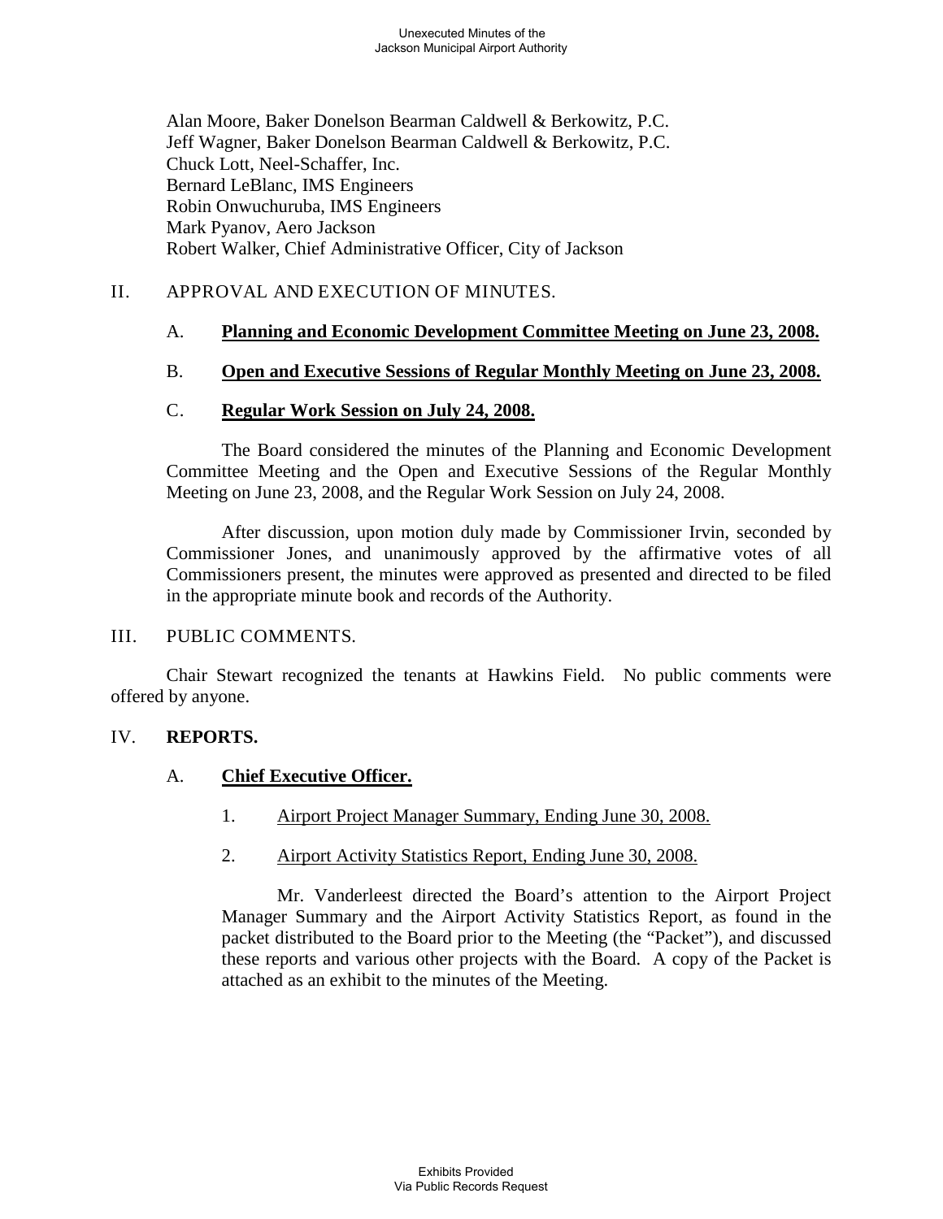Alan Moore, Baker Donelson Bearman Caldwell & Berkowitz, P.C.
Jeff Wagner, Baker Donelson Bearman Caldwell & Berkowitz, P.C.
Chuck Lott, Neel-Schaffer, Inc.
Bernard LeBlanc, IMS Engineers
Robin Onwuchuruba, IMS Engineers
Mark Pyanov, Aero Jackson
Robert Walker, Chief Administrative Officer, City of Jackson

II. APPROVAL AND EXECUTION OF MINUTES.

A. **Planning and Economic Development Committee Meeting on June 23, 2008.**

B. **Open and Executive Sessions of Regular Monthly Meeting on June 23, 2008.**

C. **Regular Work Session on July 24, 2008.**

The Board considered the minutes of the Planning and Economic Development Committee Meeting and the Open and Executive Sessions of the Regular Monthly Meeting on June 23, 2008, and the Regular Work Session on July 24, 2008.

After discussion, upon motion duly made by Commissioner Irvin, seconded by Commissioner Jones, and unanimously approved by the affirmative votes of all Commissioners present, the minutes were approved as presented and directed to be filed in the appropriate minute book and records of the Authority.

III. PUBLIC COMMENTS.

Chair Stewart recognized the tenants at Hawkins Field. No public comments were offered by anyone.

IV. **REPORTS.**

A. **Chief Executive Officer.**

1. Airport Project Manager Summary, Ending June 30, 2008.

2. Airport Activity Statistics Report, Ending June 30, 2008.

Mr. Vanderleest directed the Board's attention to the Airport Project Manager Summary and the Airport Activity Statistics Report, as found in the packet distributed to the Board prior to the Meeting (the "Packet"), and discussed these reports and various other projects with the Board. A copy of the Packet is attached as an exhibit to the minutes of the Meeting.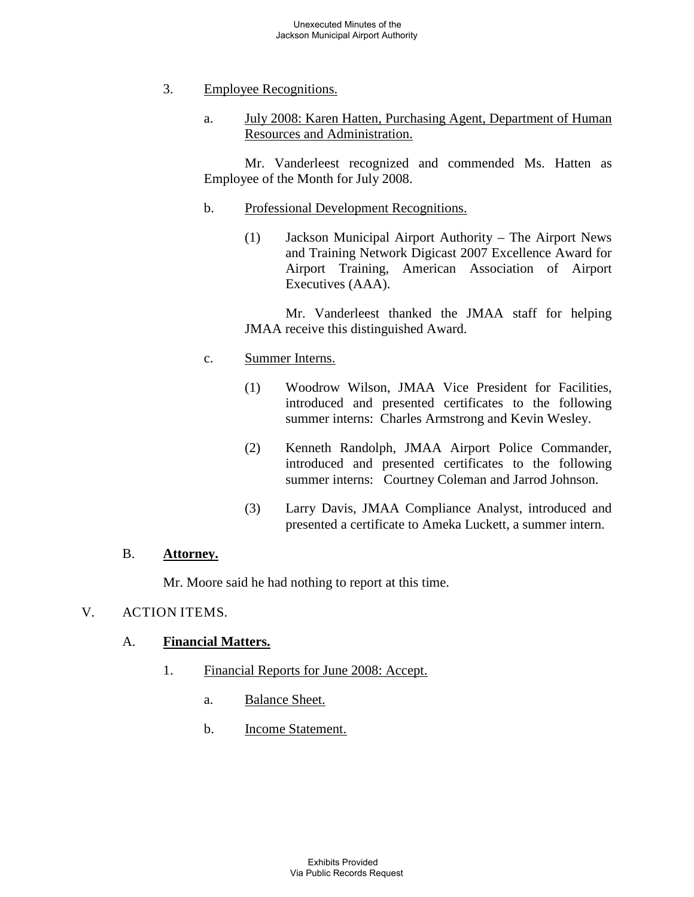3. Employee Recognitions.

   a. July 2008: Karen Hatten, Purchasing Agent, Department of Human Resources and Administration.

      Mr. Vanderleest recognized and commended Ms. Hatten as Employee of the Month for July 2008.

   b. Professional Development Recognitions.

      (1) Jackson Municipal Airport Authority – The Airport News and Training Network Digicast 2007 Excellence Award for Airport Training, American Association of Airport Executives (AAA).

         Mr. Vanderleest thanked the JMAA staff for helping JMAA receive this distinguished Award.

   c. Summer Interns.

      (1) Woodrow Wilson, JMAA Vice President for Facilities, introduced and presented certificates to the following summer interns: Charles Armstrong and Kevin Wesley.

      (2) Kenneth Randolph, JMAA Airport Police Commander, introduced and presented certificates to the following summer interns: Courtney Coleman and Jarrod Johnson.

      (3) Larry Davis, JMAA Compliance Analyst, introduced and presented a certificate to Ameka Luckett, a summer intern.

B. **Attorney.**

Mr. Moore said he had nothing to report at this time.

V. ACTION ITEMS.

A. **Financial Matters.**

1. Financial Reports for June 2008: Accept.

   a. Balance Sheet.

   b. Income Statement.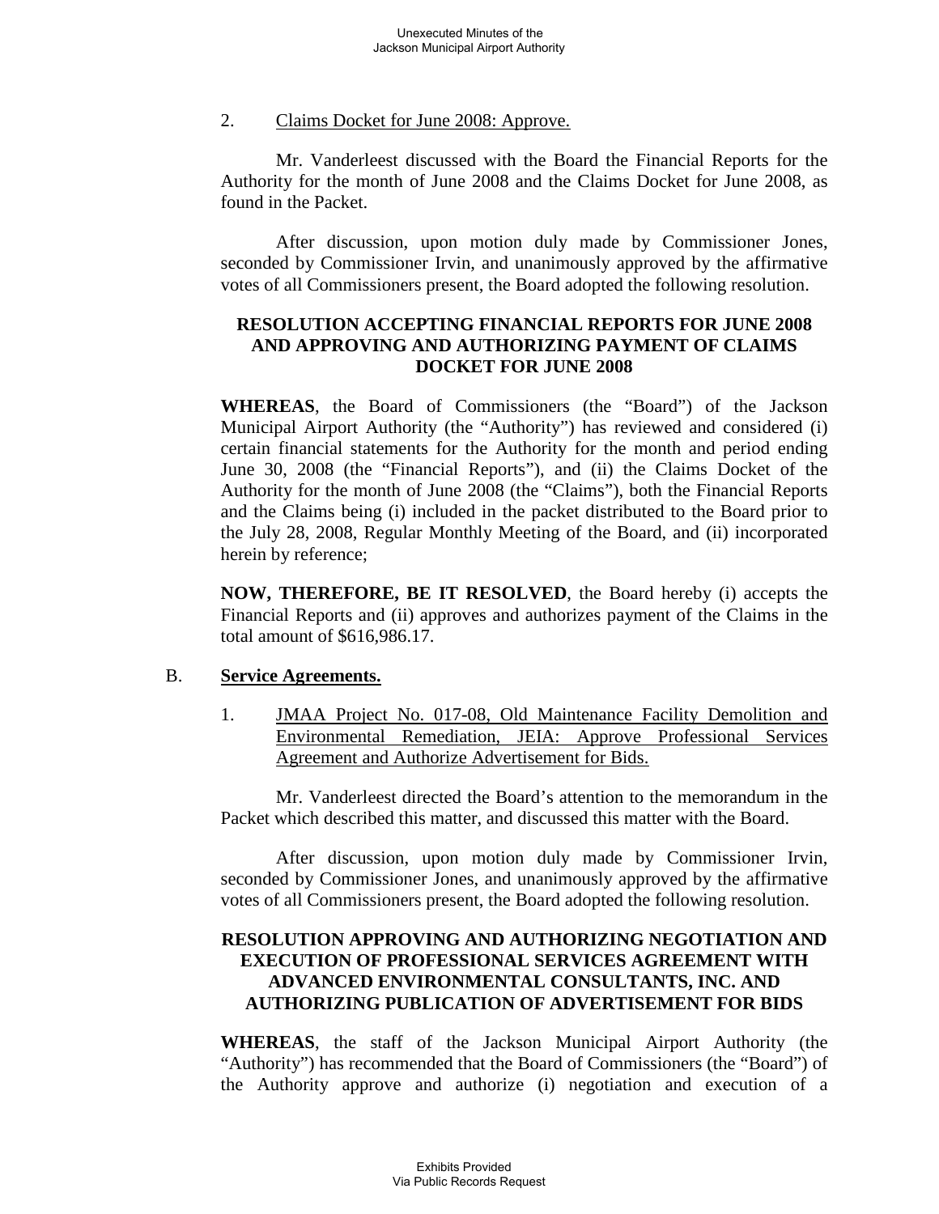2. Claims Docket for June 2008: Approve.

Mr. Vanderleest discussed with the Board the Financial Reports for the Authority for the month of June 2008 and the Claims Docket for June 2008, as found in the Packet.

After discussion, upon motion duly made by Commissioner Jones, seconded by Commissioner Irvin, and unanimously approved by the affirmative votes of all Commissioners present, the Board adopted the following resolution.

**RESOLUTION ACCEPTING FINANCIAL REPORTS FOR JUNE 2008 AND APPROVING AND AUTHORIZING PAYMENT OF CLAIMS DOCKET FOR JUNE 2008**

**WHEREAS**, the Board of Commissioners (the "Board") of the Jackson Municipal Airport Authority (the "Authority") has reviewed and considered (i) certain financial statements for the Authority for the month and period ending June 30, 2008 (the "Financial Reports"), and (ii) the Claims Docket of the Authority for the month of June 2008 (the "Claims"), both the Financial Reports and the Claims being (i) included in the packet distributed to the Board prior to the July 28, 2008, Regular Monthly Meeting of the Board, and (ii) incorporated herein by reference;

**NOW, THEREFORE, BE IT RESOLVED**, the Board hereby (i) accepts the Financial Reports and (ii) approves and authorizes payment of the Claims in the total amount of $616,986.17.

B. **Service Agreements.**

1. JMAA Project No. 017-08, Old Maintenance Facility Demolition and Environmental Remediation, JEIA: Approve Professional Services Agreement and Authorize Advertisement for Bids.

Mr. Vanderleest directed the Board's attention to the memorandum in the Packet which described this matter, and discussed this matter with the Board.

After discussion, upon motion duly made by Commissioner Irvin, seconded by Commissioner Jones, and unanimously approved by the affirmative votes of all Commissioners present, the Board adopted the following resolution.

**RESOLUTION APPROVING AND AUTHORIZING NEGOTIATION AND EXECUTION OF PROFESSIONAL SERVICES AGREEMENT WITH ADVANCED ENVIRONMENTAL CONSULTANTS, INC. AND AUTHORIZING PUBLICATION OF ADVERTISEMENT FOR BIDS**

**WHEREAS**, the staff of the Jackson Municipal Airport Authority (the "Authority") has recommended that the Board of Commissioners (the "Board") of the Authority approve and authorize (i) negotiation and execution of a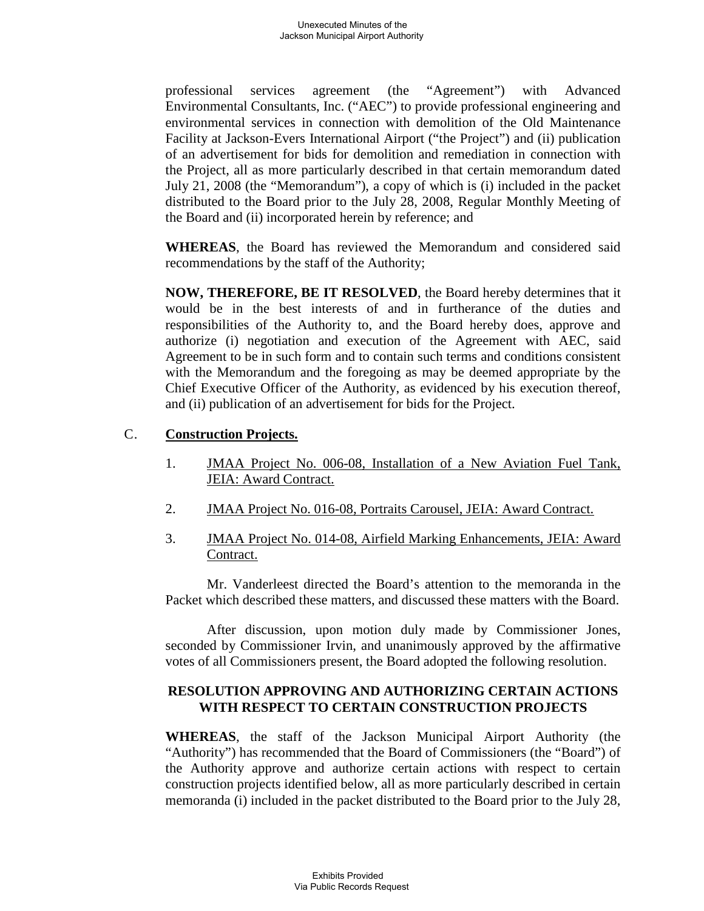professional services agreement (the "Agreement") with Advanced Environmental Consultants, Inc. ("AEC") to provide professional engineering and environmental services in connection with demolition of the Old Maintenance Facility at Jackson-Evers International Airport ("the Project") and (ii) publication of an advertisement for bids for demolition and remediation in connection with the Project, all as more particularly described in that certain memorandum dated July 21, 2008 (the "Memorandum"), a copy of which is (i) included in the packet distributed to the Board prior to the July 28, 2008, Regular Monthly Meeting of the Board and (ii) incorporated herein by reference; and

**WHEREAS**, the Board has reviewed the Memorandum and considered said recommendations by the staff of the Authority;

**NOW, THEREFORE, BE IT RESOLVED**, the Board hereby determines that it would be in the best interests of and in furtherance of the duties and responsibilities of the Authority to, and the Board hereby does, approve and authorize (i) negotiation and execution of the Agreement with AEC, said Agreement to be in such form and to contain such terms and conditions consistent with the Memorandum and the foregoing as may be deemed appropriate by the Chief Executive Officer of the Authority, as evidenced by his execution thereof, and (ii) publication of an advertisement for bids for the Project.

C. **Construction Projects.**

1. JMAA Project No. 006-08, Installation of a New Aviation Fuel Tank, JEIA: Award Contract.

2. JMAA Project No. 016-08, Portraits Carousel, JEIA: Award Contract.

3. JMAA Project No. 014-08, Airfield Marking Enhancements, JEIA: Award Contract.

Mr. Vanderleest directed the Board's attention to the memoranda in the Packet which described these matters, and discussed these matters with the Board.

After discussion, upon motion duly made by Commissioner Jones, seconded by Commissioner Irvin, and unanimously approved by the affirmative votes of all Commissioners present, the Board adopted the following resolution.

**RESOLUTION APPROVING AND AUTHORIZING CERTAIN ACTIONS WITH RESPECT TO CERTAIN CONSTRUCTION PROJECTS**

**WHEREAS**, the staff of the Jackson Municipal Airport Authority (the "Authority") has recommended that the Board of Commissioners (the "Board") of the Authority approve and authorize certain actions with respect to certain construction projects identified below, all as more particularly described in certain memoranda (i) included in the packet distributed to the Board prior to the July 28,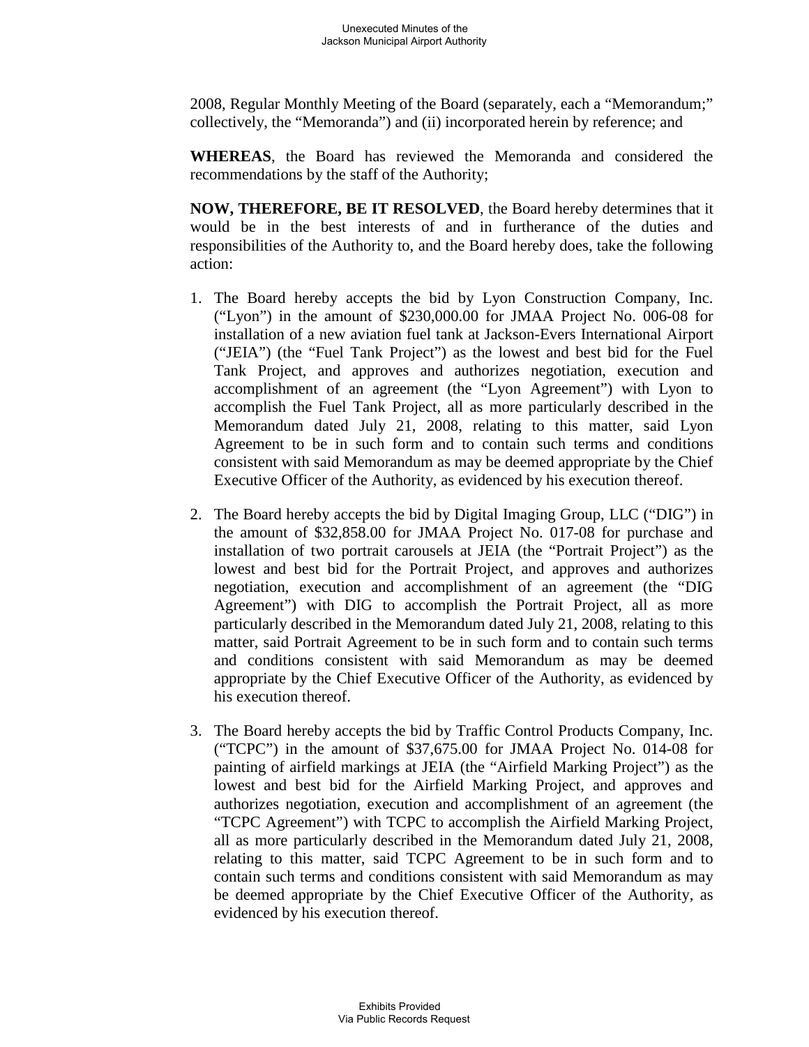2008, Regular Monthly Meeting of the Board (separately, each a "Memorandum;" collectively, the "Memoranda") and (ii) incorporated herein by reference; and

**WHEREAS**, the Board has reviewed the Memoranda and considered the recommendations by the staff of the Authority;

**NOW, THEREFORE, BE IT RESOLVED**, the Board hereby determines that it would be in the best interests of and in furtherance of the duties and responsibilities of the Authority to, and the Board hereby does, take the following action:

1. The Board hereby accepts the bid by Lyon Construction Company, Inc. ("Lyon") in the amount of $230,000.00 for JMAA Project No. 006-08 for installation of a new aviation fuel tank at Jackson-Evers International Airport ("JEIA") (the "Fuel Tank Project") as the lowest and best bid for the Fuel Tank Project, and approves and authorizes negotiation, execution and accomplishment of an agreement (the "Lyon Agreement") with Lyon to accomplish the Fuel Tank Project, all as more particularly described in the Memorandum dated July 21, 2008, relating to this matter, said Lyon Agreement to be in such form and to contain such terms and conditions consistent with said Memorandum as may be deemed appropriate by the Chief Executive Officer of the Authority, as evidenced by his execution thereof.

2. The Board hereby accepts the bid by Digital Imaging Group, LLC ("DIG") in the amount of $32,858.00 for JMAA Project No. 017-08 for purchase and installation of two portrait carousels at JEIA (the "Portrait Project") as the lowest and best bid for the Portrait Project, and approves and authorizes negotiation, execution and accomplishment of an agreement (the "DIG Agreement") with DIG to accomplish the Portrait Project, all as more particularly described in the Memorandum dated July 21, 2008, relating to this matter, said Portrait Agreement to be in such form and to contain such terms and conditions consistent with said Memorandum as may be deemed appropriate by the Chief Executive Officer of the Authority, as evidenced by his execution thereof.

3. The Board hereby accepts the bid by Traffic Control Products Company, Inc. ("TCPC") in the amount of $37,675.00 for JMAA Project No. 014-08 for painting of airfield markings at JEIA (the "Airfield Marking Project") as the lowest and best bid for the Airfield Marking Project, and approves and authorizes negotiation, execution and accomplishment of an agreement (the "TCPC Agreement") with TCPC to accomplish the Airfield Marking Project, all as more particularly described in the Memorandum dated July 21, 2008, relating to this matter, said TCPC Agreement to be in such form and to contain such terms and conditions consistent with said Memorandum as may be deemed appropriate by the Chief Executive Officer of the Authority, as evidenced by his execution thereof.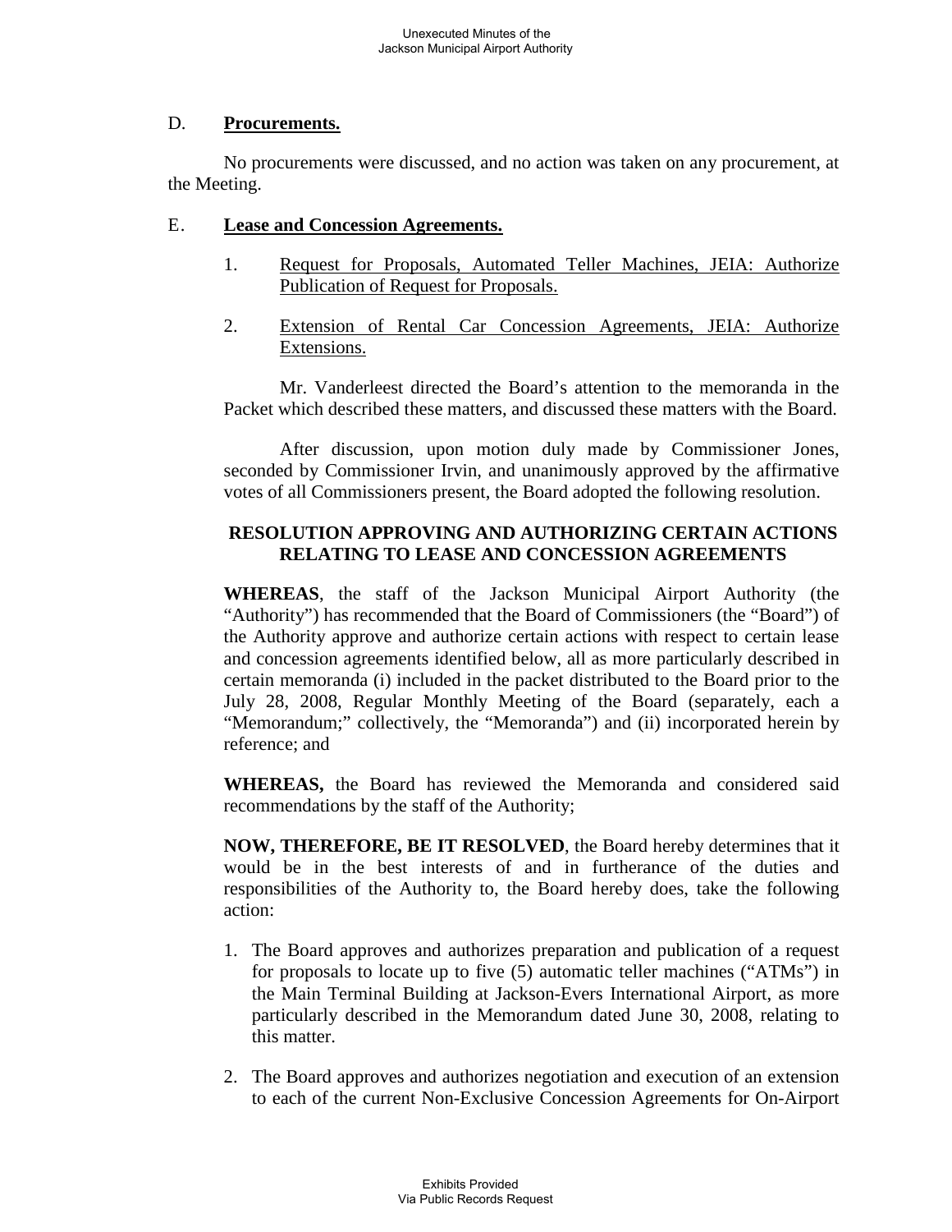D. **Procurements.**

No procurements were discussed, and no action was taken on any procurement, at the Meeting.

E. **Lease and Concession Agreements.**

1. Request for Proposals, Automated Teller Machines, JEIA: Authorize Publication of Request for Proposals.

2. Extension of Rental Car Concession Agreements, JEIA: Authorize Extensions.

Mr. Vanderleest directed the Board's attention to the memoranda in the Packet which described these matters, and discussed these matters with the Board.

After discussion, upon motion duly made by Commissioner Jones, seconded by Commissioner Irvin, and unanimously approved by the affirmative votes of all Commissioners present, the Board adopted the following resolution.

**RESOLUTION APPROVING AND AUTHORIZING CERTAIN ACTIONS RELATING TO LEASE AND CONCESSION AGREEMENTS**

**WHEREAS**, the staff of the Jackson Municipal Airport Authority (the "Authority") has recommended that the Board of Commissioners (the "Board") of the Authority approve and authorize certain actions with respect to certain lease and concession agreements identified below, all as more particularly described in certain memoranda (i) included in the packet distributed to the Board prior to the July 28, 2008, Regular Monthly Meeting of the Board (separately, each a "Memorandum;" collectively, the "Memoranda") and (ii) incorporated herein by reference; and

**WHEREAS,** the Board has reviewed the Memoranda and considered said recommendations by the staff of the Authority;

**NOW, THEREFORE, BE IT RESOLVED**, the Board hereby determines that it would be in the best interests of and in furtherance of the duties and responsibilities of the Authority to, the Board hereby does, take the following action:

1. The Board approves and authorizes preparation and publication of a request for proposals to locate up to five (5) automatic teller machines ("ATMs") in the Main Terminal Building at Jackson-Evers International Airport, as more particularly described in the Memorandum dated June 30, 2008, relating to this matter.

2. The Board approves and authorizes negotiation and execution of an extension to each of the current Non-Exclusive Concession Agreements for On-Airport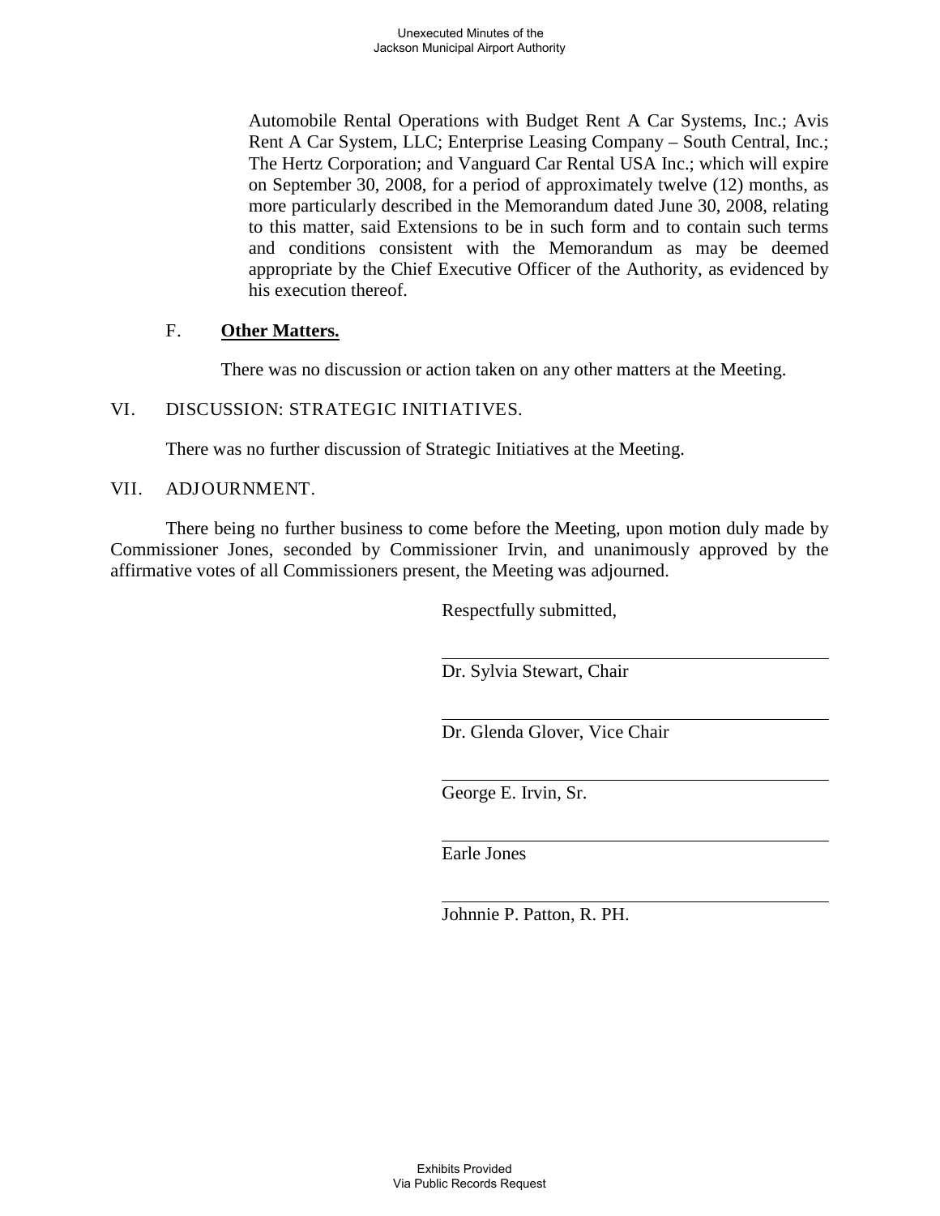Automobile Rental Operations with Budget Rent A Car Systems, Inc.; Avis Rent A Car System, LLC; Enterprise Leasing Company – South Central, Inc.; The Hertz Corporation; and Vanguard Car Rental USA Inc.; which will expire on September 30, 2008, for a period of approximately twelve (12) months, as more particularly described in the Memorandum dated June 30, 2008, relating to this matter, said Extensions to be in such form and to contain such terms and conditions consistent with the Memorandum as may be deemed appropriate by the Chief Executive Officer of the Authority, as evidenced by his execution thereof.

F. **<u>Other Matters.</u>**

There was no discussion or action taken on any other matters at the Meeting.

VI. DISCUSSION: STRATEGIC INITIATIVES.

There was no further discussion of Strategic Initiatives at the Meeting.

VII. ADJOURNMENT.

There being no further business to come before the Meeting, upon motion duly made by Commissioner Jones, seconded by Commissioner Irvin, and unanimously approved by the affirmative votes of all Commissioners present, the Meeting was adjourned.

Respectfully submitted,

\_\_\_\_\_\_\_\_\_\_\_\_\_\_\_\_\_\_\_\_\_\_\_\_\_\_\_\_\_\_\_\_\_\_\_\_
Dr. Sylvia Stewart, Chair

\_\_\_\_\_\_\_\_\_\_\_\_\_\_\_\_\_\_\_\_\_\_\_\_\_\_\_\_\_\_\_\_\_\_\_\_
Dr. Glenda Glover, Vice Chair

\_\_\_\_\_\_\_\_\_\_\_\_\_\_\_\_\_\_\_\_\_\_\_\_\_\_\_\_\_\_\_\_\_\_\_\_
George E. Irvin, Sr.

\_\_\_\_\_\_\_\_\_\_\_\_\_\_\_\_\_\_\_\_\_\_\_\_\_\_\_\_\_\_\_\_\_\_\_\_
Earle Jones

\_\_\_\_\_\_\_\_\_\_\_\_\_\_\_\_\_\_\_\_\_\_\_\_\_\_\_\_\_\_\_\_\_\_\_\_
Johnnie P. Patton, R. PH.